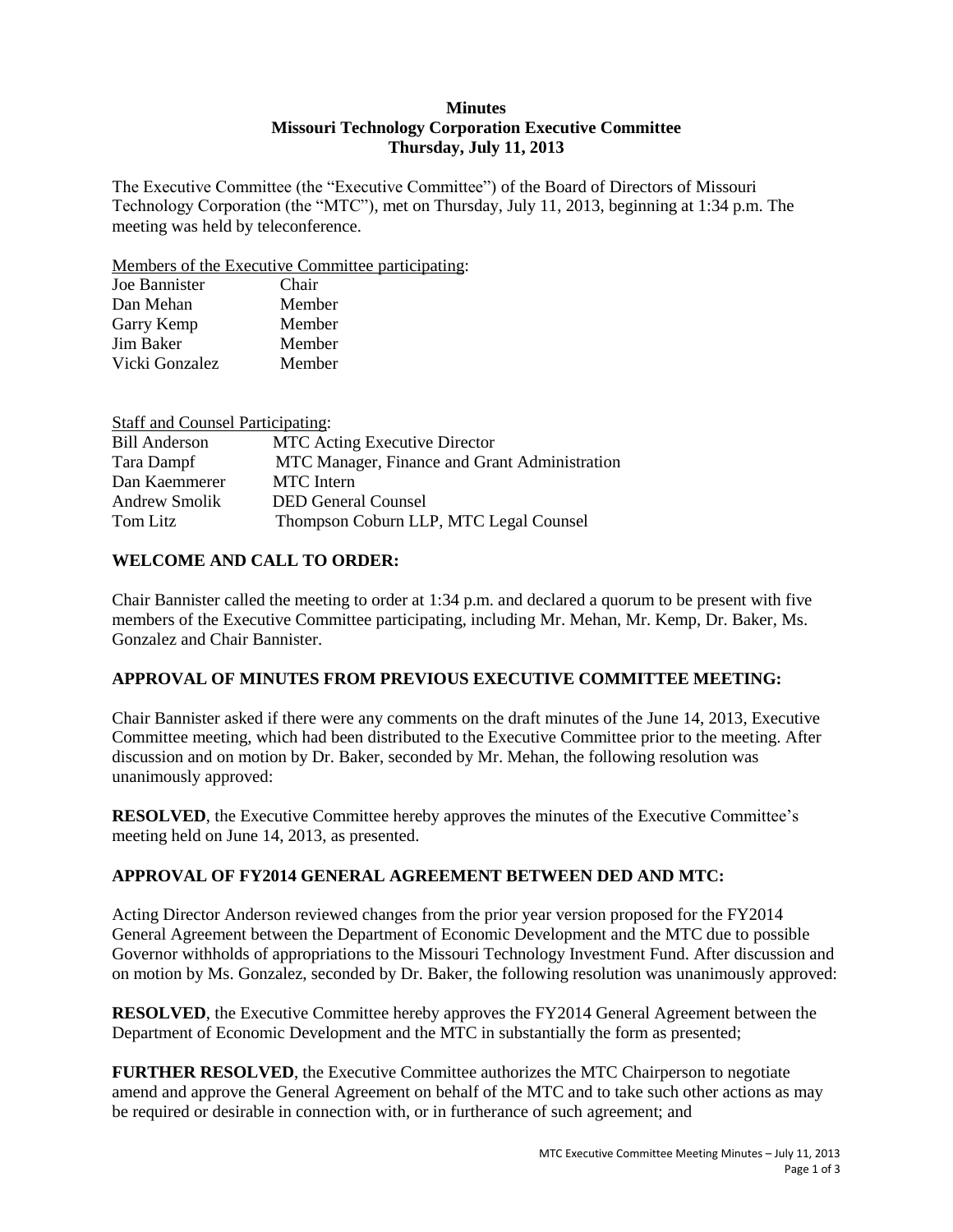**Minutes**
**Missouri Technology Corporation Executive Committee**
**Thursday, July 11, 2013**

The Executive Committee (the "Executive Committee") of the Board of Directors of Missouri Technology Corporation (the "MTC"), met on Thursday, July 11, 2013, beginning at 1:34 p.m. The meeting was held by teleconference.

Members of the Executive Committee participating:

| | |
|---|---|
| Joe Bannister | Chair |
| Dan Mehan | Member |
| Garry Kemp | Member |
| Jim Baker | Member |
| Vicki Gonzalez | Member |

Staff and Counsel Participating:

| | |
|---|---|
| Bill Anderson | MTC Acting Executive Director |
| Tara Dampf | MTC Manager, Finance and Grant Administration |
| Dan Kaemmerer | MTC Intern |
| Andrew Smolik | DED General Counsel |
| Tom Litz | Thompson Coburn LLP, MTC Legal Counsel |

## WELCOME AND CALL TO ORDER:

Chair Bannister called the meeting to order at 1:34 p.m. and declared a quorum to be present with five members of the Executive Committee participating, including Mr. Mehan, Mr. Kemp, Dr. Baker, Ms. Gonzalez and Chair Bannister.

## APPROVAL OF MINUTES FROM PREVIOUS EXECUTIVE COMMITTEE MEETING:

Chair Bannister asked if there were any comments on the draft minutes of the June 14, 2013, Executive Committee meeting, which had been distributed to the Executive Committee prior to the meeting. After discussion and on motion by Dr. Baker, seconded by Mr. Mehan, the following resolution was unanimously approved:

**RESOLVED**, the Executive Committee hereby approves the minutes of the Executive Committee's meeting held on June 14, 2013, as presented.

## APPROVAL OF FY2014 GENERAL AGREEMENT BETWEEN DED AND MTC:

Acting Director Anderson reviewed changes from the prior year version proposed for the FY2014 General Agreement between the Department of Economic Development and the MTC due to possible Governor withholds of appropriations to the Missouri Technology Investment Fund. After discussion and on motion by Ms. Gonzalez, seconded by Dr. Baker, the following resolution was unanimously approved:

**RESOLVED**, the Executive Committee hereby approves the FY2014 General Agreement between the Department of Economic Development and the MTC in substantially the form as presented;

**FURTHER RESOLVED**, the Executive Committee authorizes the MTC Chairperson to negotiate amend and approve the General Agreement on behalf of the MTC and to take such other actions as may be required or desirable in connection with, or in furtherance of such agreement; and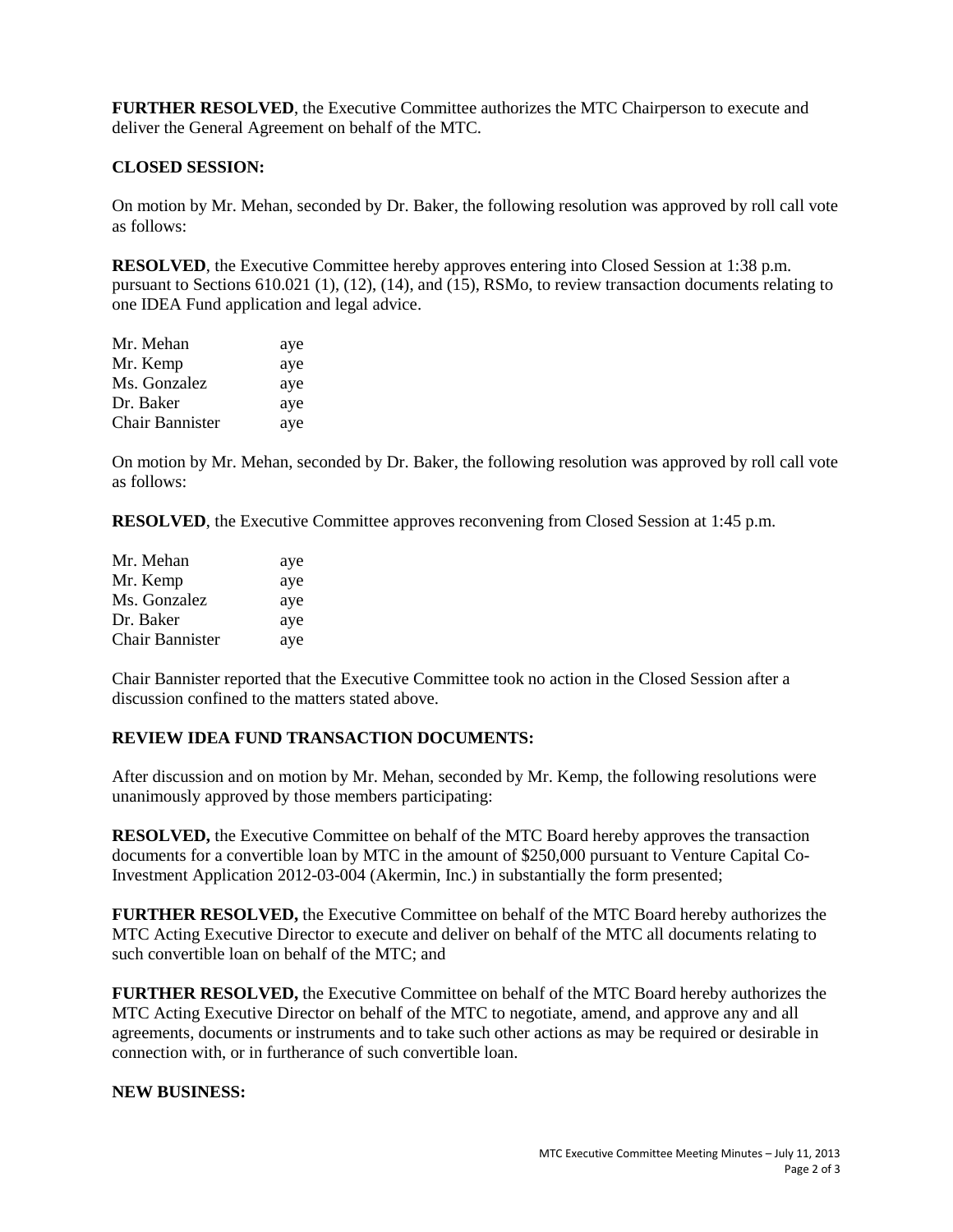**FURTHER RESOLVED**, the Executive Committee authorizes the MTC Chairperson to execute and deliver the General Agreement on behalf of the MTC.

**CLOSED SESSION:**

On motion by Mr. Mehan, seconded by Dr. Baker, the following resolution was approved by roll call vote as follows:

**RESOLVED**, the Executive Committee hereby approves entering into Closed Session at 1:38 p.m. pursuant to Sections 610.021 (1), (12), (14), and (15), RSMo, to review transaction documents relating to one IDEA Fund application and legal advice.

| | |
|---|---|
| Mr. Mehan | aye |
| Mr. Kemp | aye |
| Ms. Gonzalez | aye |
| Dr. Baker | aye |
| Chair Bannister | aye |

On motion by Mr. Mehan, seconded by Dr. Baker, the following resolution was approved by roll call vote as follows:

**RESOLVED**, the Executive Committee approves reconvening from Closed Session at 1:45 p.m.

| | |
|---|---|
| Mr. Mehan | aye |
| Mr. Kemp | aye |
| Ms. Gonzalez | aye |
| Dr. Baker | aye |
| Chair Bannister | aye |

Chair Bannister reported that the Executive Committee took no action in the Closed Session after a discussion confined to the matters stated above.

**REVIEW IDEA FUND TRANSACTION DOCUMENTS:**

After discussion and on motion by Mr. Mehan, seconded by Mr. Kemp, the following resolutions were unanimously approved by those members participating:

**RESOLVED,** the Executive Committee on behalf of the MTC Board hereby approves the transaction documents for a convertible loan by MTC in the amount of $250,000 pursuant to Venture Capital Co-Investment Application 2012-03-004 (Akermin, Inc.) in substantially the form presented;

**FURTHER RESOLVED,** the Executive Committee on behalf of the MTC Board hereby authorizes the MTC Acting Executive Director to execute and deliver on behalf of the MTC all documents relating to such convertible loan on behalf of the MTC; and

**FURTHER RESOLVED,** the Executive Committee on behalf of the MTC Board hereby authorizes the MTC Acting Executive Director on behalf of the MTC to negotiate, amend, and approve any and all agreements, documents or instruments and to take such other actions as may be required or desirable in connection with, or in furtherance of such convertible loan.

**NEW BUSINESS:**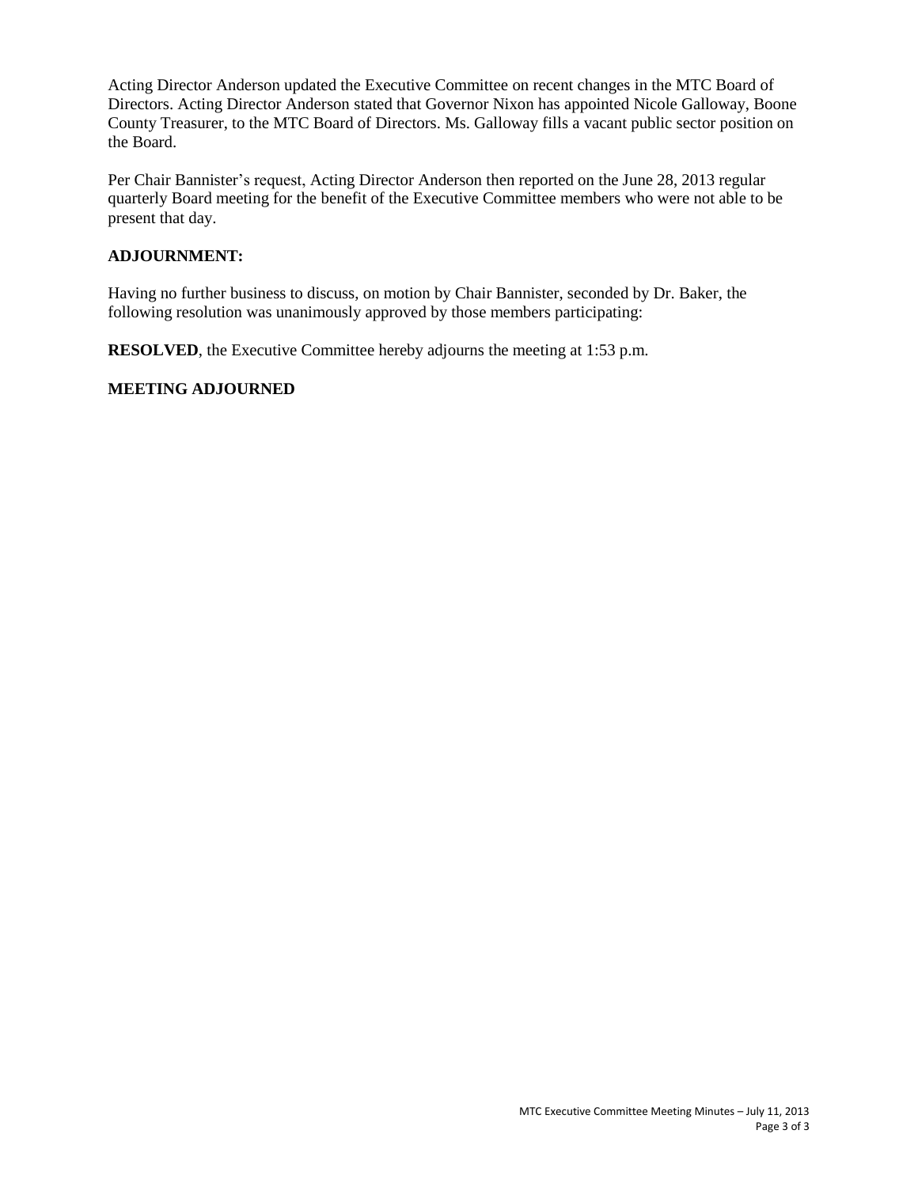Acting Director Anderson updated the Executive Committee on recent changes in the MTC Board of Directors. Acting Director Anderson stated that Governor Nixon has appointed Nicole Galloway, Boone County Treasurer, to the MTC Board of Directors. Ms. Galloway fills a vacant public sector position on the Board.

Per Chair Bannister's request, Acting Director Anderson then reported on the June 28, 2013 regular quarterly Board meeting for the benefit of the Executive Committee members who were not able to be present that day.

**ADJOURNMENT:**

Having no further business to discuss, on motion by Chair Bannister, seconded by Dr. Baker, the following resolution was unanimously approved by those members participating:

**RESOLVED**, the Executive Committee hereby adjourns the meeting at 1:53 p.m.

**MEETING ADJOURNED**